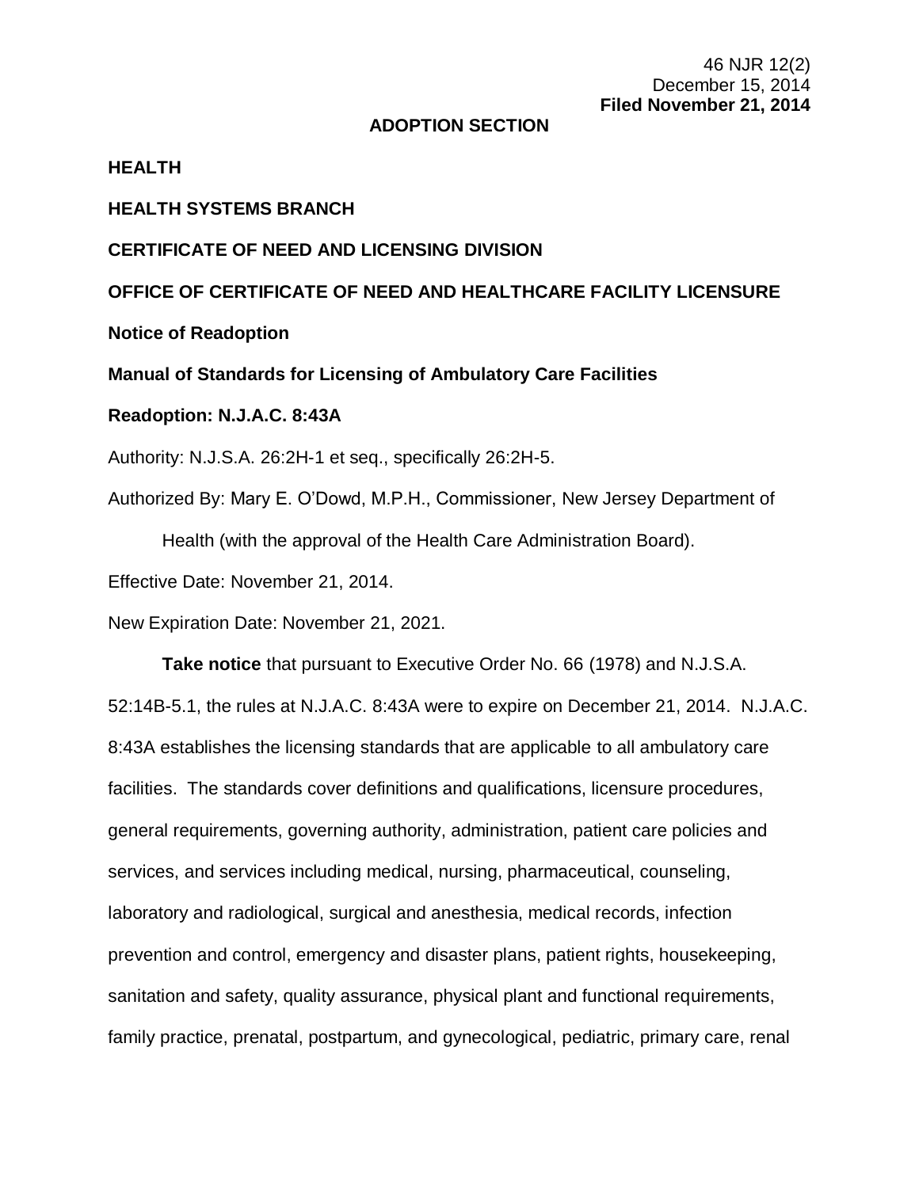46 NJR 12(2)
December 15, 2014
**Filed November 21, 2014**

**ADOPTION SECTION**

**HEALTH**

**HEALTH SYSTEMS BRANCH**

**CERTIFICATE OF NEED AND LICENSING DIVISION**

**OFFICE OF CERTIFICATE OF NEED AND HEALTHCARE FACILITY LICENSURE**

**Notice of Readoption**

**Manual of Standards for Licensing of Ambulatory Care Facilities**

**Readoption: N.J.A.C. 8:43A**

Authority: N.J.S.A. 26:2H-1 et seq., specifically 26:2H-5.

Authorized By: Mary E. O'Dowd, M.P.H., Commissioner, New Jersey Department of Health (with the approval of the Health Care Administration Board).

Effective Date: November 21, 2014.

New Expiration Date: November 21, 2021.

**Take notice** that pursuant to Executive Order No. 66 (1978) and N.J.S.A. 52:14B-5.1, the rules at N.J.A.C. 8:43A were to expire on December 21, 2014. N.J.A.C. 8:43A establishes the licensing standards that are applicable to all ambulatory care facilities. The standards cover definitions and qualifications, licensure procedures, general requirements, governing authority, administration, patient care policies and services, and services including medical, nursing, pharmaceutical, counseling, laboratory and radiological, surgical and anesthesia, medical records, infection prevention and control, emergency and disaster plans, patient rights, housekeeping, sanitation and safety, quality assurance, physical plant and functional requirements, family practice, prenatal, postpartum, and gynecological, pediatric, primary care, renal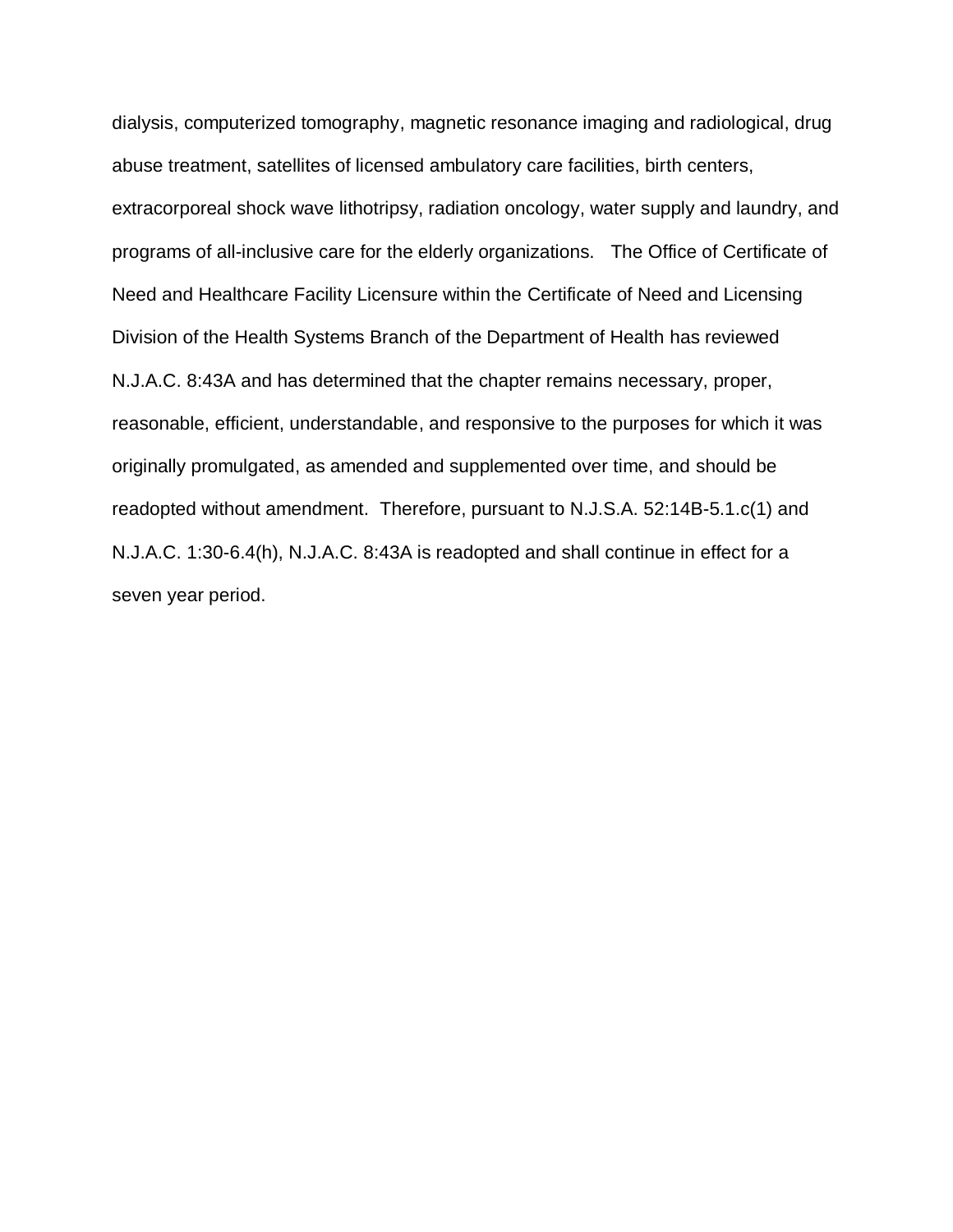dialysis, computerized tomography, magnetic resonance imaging and radiological, drug abuse treatment, satellites of licensed ambulatory care facilities, birth centers, extracorporeal shock wave lithotripsy, radiation oncology, water supply and laundry, and programs of all-inclusive care for the elderly organizations. The Office of Certificate of Need and Healthcare Facility Licensure within the Certificate of Need and Licensing Division of the Health Systems Branch of the Department of Health has reviewed N.J.A.C. 8:43A and has determined that the chapter remains necessary, proper, reasonable, efficient, understandable, and responsive to the purposes for which it was originally promulgated, as amended and supplemented over time, and should be readopted without amendment. Therefore, pursuant to N.J.S.A. 52:14B-5.1.c(1) and N.J.A.C. 1:30-6.4(h), N.J.A.C. 8:43A is readopted and shall continue in effect for a seven year period.